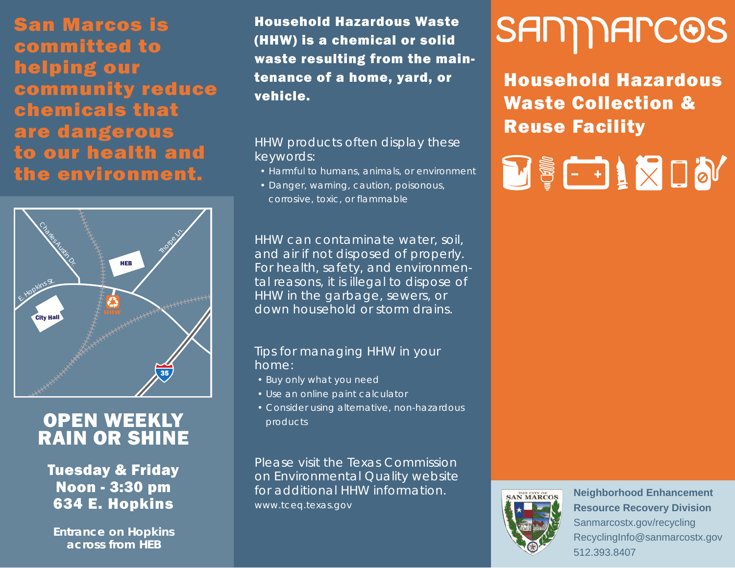**San Marcos is committed to helping our community reduce chemicals that are dangerous to our health and the environment.**

Charles Austin Dr.

Thorpe Ln.

HEB

E. Hopkins St.

City Hall

HHW

35

## OPEN WEEKLY RAIN OR SHINE

**Tuesday & Friday**
**Noon - 3:30 pm**
**634 E. Hopkins**

**Entrance on Hopkins across from HEB**

**Household Hazardous Waste (HHW) is a chemical or solid waste resulting from the maintenance of a home, yard, or vehicle.**

HHW products often display these keywords:

- Harmful to humans, animals, or environment
- Danger, warning, caution, poisonous, corrosive, toxic, or flammable

HHW can contaminate water, soil, and air if not disposed of properly. For health, safety, and environmental reasons, it is illegal to dispose of HHW in the garbage, sewers, or down household or storm drains.

Tips for managing HHW in your home:

- Buy only what you need
- Use an online paint calculator
- Consider using alternative, non-hazardous products

Please visit the Texas Commission on Environmental Quality website for additional HHW information.
www.tceq.texas.gov

SANMARCOS

# Household Hazardous Waste Collection & Reuse Facility

THE CITY OF SAN MARCOS

**Neighborhood Enhancement**
**Resource Recovery Division**
Sanmarcostx.gov/recycling
RecyclingInfo@sanmarcostx.gov
512.393.8407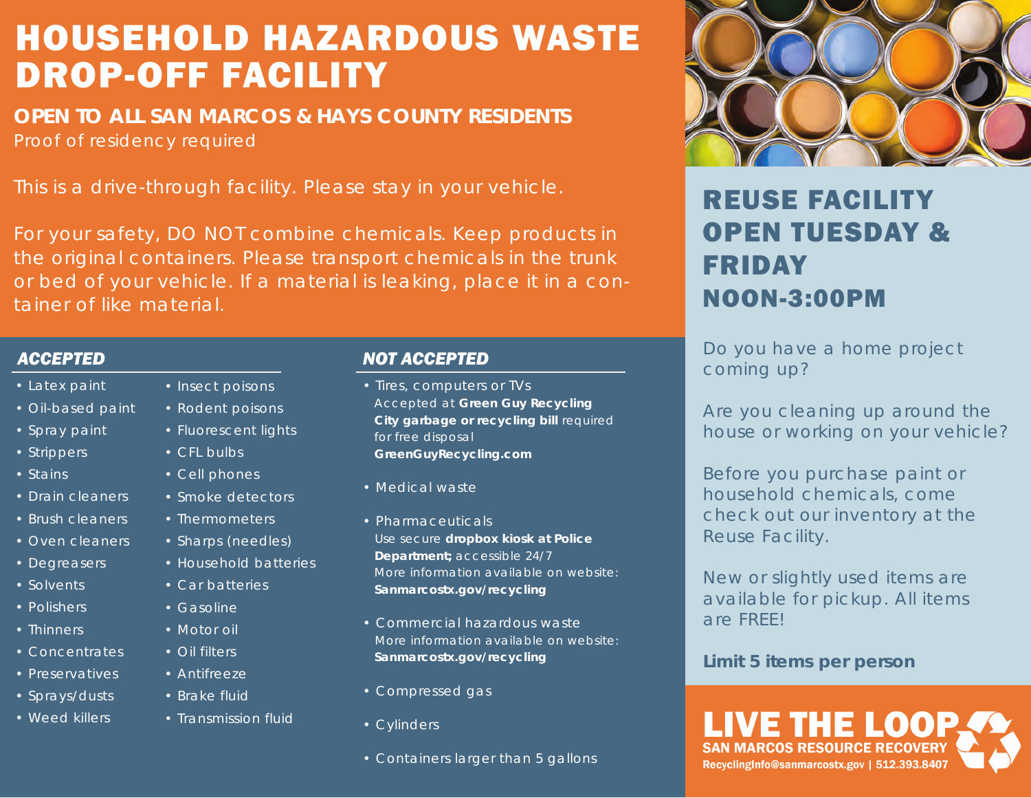# HOUSEHOLD HAZARDOUS WASTE DROP-OFF FACILITY

**OPEN TO ALL SAN MARCOS & HAYS COUNTY RESIDENTS**
Proof of residency required

This is a drive-through facility. Please stay in your vehicle.

For your safety, DO NOT combine chemicals. Keep products in the original containers. Please transport chemicals in the trunk or bed of your vehicle. If a material is leaking, place it in a container of like material.

### *ACCEPTED*

- Latex paint
- Oil-based paint
- Spray paint
- Strippers
- Stains
- Drain cleaners
- Brush cleaners
- Oven cleaners
- Degreasers
- Solvents
- Polishers
- Thinners
- Concentrates
- Preservatives
- Sprays/dusts
- Weed killers
- Insect poisons
- Rodent poisons
- Fluorescent lights
- CFL bulbs
- Cell phones
- Smoke detectors
- Thermometers
- Sharps (needles)
- Household batteries
- Car batteries
- Gasoline
- Motor oil
- Oil filters
- Antifreeze
- Brake fluid
- Transmission fluid

### *NOT ACCEPTED*

- Tires, computers or TVs
  Accepted at **Green Guy Recycling**
  **City garbage or recycling bill** required for free disposal
  **GreenGuyRecycling.com**
- Medical waste
- Pharmaceuticals
  Use secure **dropbox kiosk at Police Department;** accessible 24/7
  More information available on website:
  **Sanmarcostx.gov/recycling**
- Commercial hazardous waste
  More information available on website:
  **Sanmarcostx.gov/recycling**
- Compressed gas
- Cylinders
- Containers larger than 5 gallons

## REUSE FACILITY OPEN TUESDAY & FRIDAY NOON-3:00PM

Do you have a home project coming up?

Are you cleaning up around the house or working on your vehicle?

Before you purchase paint or household chemicals, come check out our inventory at the Reuse Facility.

New or slightly used items are available for pickup. All items are FREE!

**Limit 5 items per person**

**LIVE THE LOOP**
**SAN MARCOS RESOURCE RECOVERY**
RecyclingInfo@sanmarcostx.gov | 512.393.8407